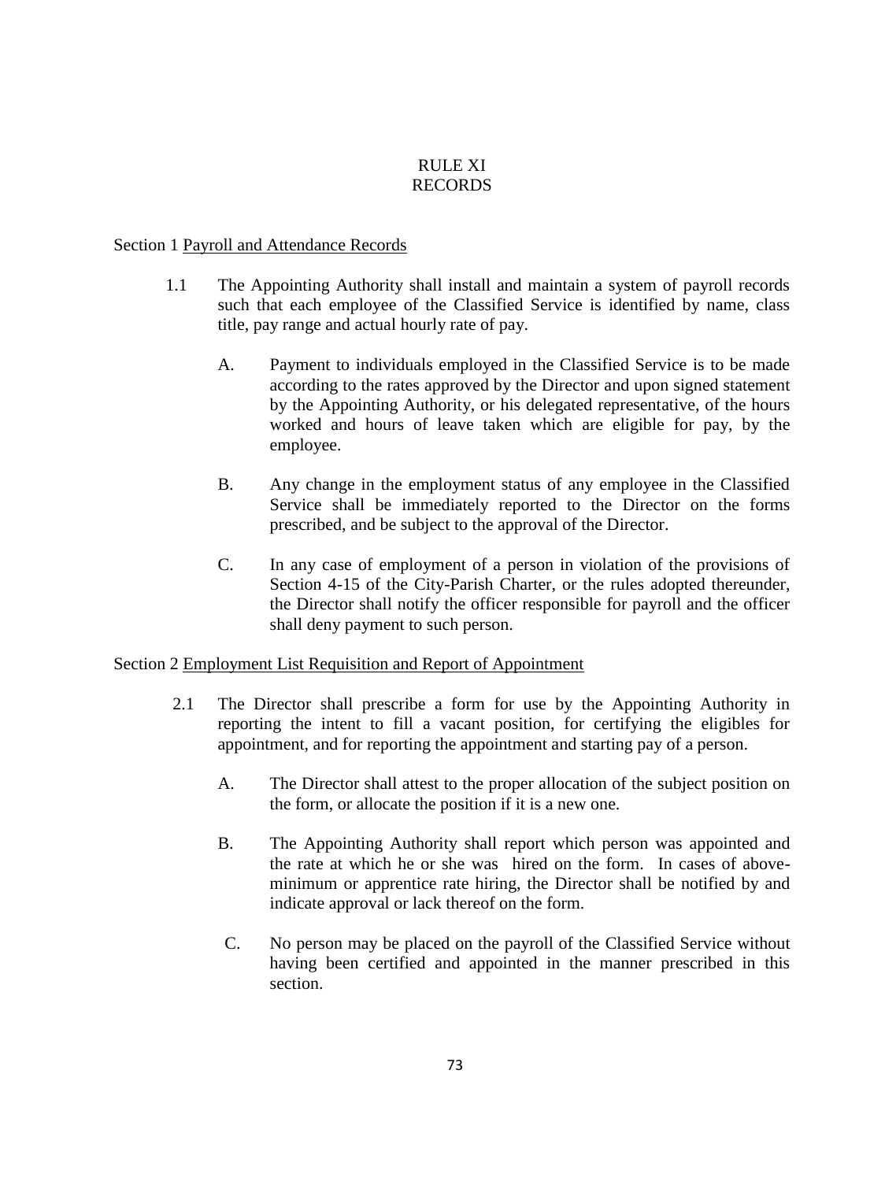# RULE XI
# RECORDS

## Section 1 Payroll and Attendance Records

1.1 The Appointing Authority shall install and maintain a system of payroll records such that each employee of the Classified Service is identified by name, class title, pay range and actual hourly rate of pay.

   A. Payment to individuals employed in the Classified Service is to be made according to the rates approved by the Director and upon signed statement by the Appointing Authority, or his delegated representative, of the hours worked and hours of leave taken which are eligible for pay, by the employee.

   B. Any change in the employment status of any employee in the Classified Service shall be immediately reported to the Director on the forms prescribed, and be subject to the approval of the Director.

   C. In any case of employment of a person in violation of the provisions of Section 4-15 of the City-Parish Charter, or the rules adopted thereunder, the Director shall notify the officer responsible for payroll and the officer shall deny payment to such person.

## Section 2 Employment List Requisition and Report of Appointment

2.1 The Director shall prescribe a form for use by the Appointing Authority in reporting the intent to fill a vacant position, for certifying the eligibles for appointment, and for reporting the appointment and starting pay of a person.

   A. The Director shall attest to the proper allocation of the subject position on the form, or allocate the position if it is a new one.

   B. The Appointing Authority shall report which person was appointed and the rate at which he or she was hired on the form. In cases of above-minimum or apprentice rate hiring, the Director shall be notified by and indicate approval or lack thereof on the form.

   C. No person may be placed on the payroll of the Classified Service without having been certified and appointed in the manner prescribed in this section.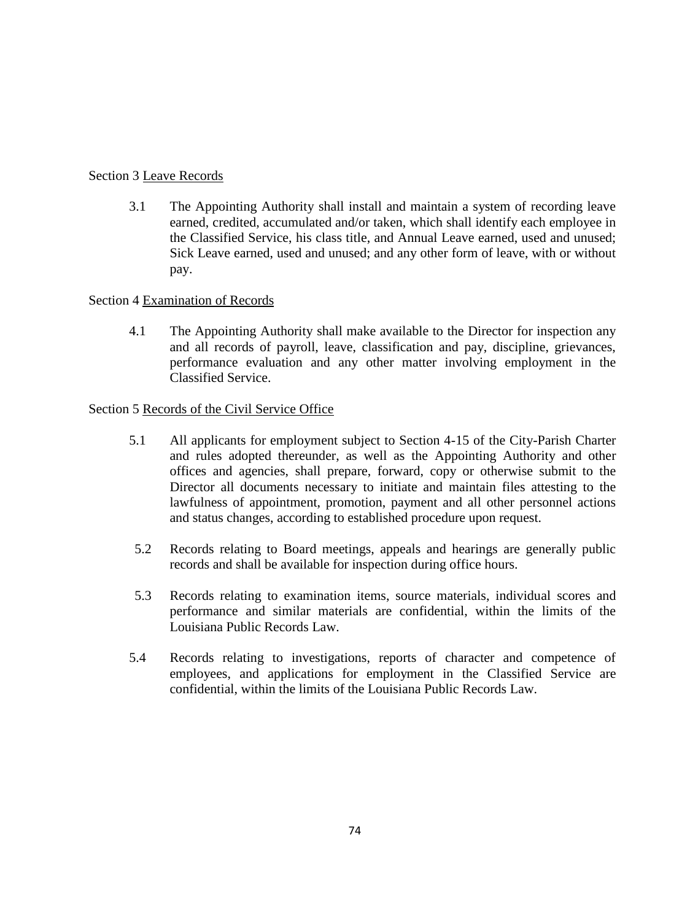Section 3 <u>Leave Records</u>

3.1 The Appointing Authority shall install and maintain a system of recording leave earned, credited, accumulated and/or taken, which shall identify each employee in the Classified Service, his class title, and Annual Leave earned, used and unused; Sick Leave earned, used and unused; and any other form of leave, with or without pay.

Section 4 <u>Examination of Records</u>

4.1 The Appointing Authority shall make available to the Director for inspection any and all records of payroll, leave, classification and pay, discipline, grievances, performance evaluation and any other matter involving employment in the Classified Service.

Section 5 <u>Records of the Civil Service Office</u>

5.1 All applicants for employment subject to Section 4-15 of the City-Parish Charter and rules adopted thereunder, as well as the Appointing Authority and other offices and agencies, shall prepare, forward, copy or otherwise submit to the Director all documents necessary to initiate and maintain files attesting to the lawfulness of appointment, promotion, payment and all other personnel actions and status changes, according to established procedure upon request.

5.2 Records relating to Board meetings, appeals and hearings are generally public records and shall be available for inspection during office hours.

5.3 Records relating to examination items, source materials, individual scores and performance and similar materials are confidential, within the limits of the Louisiana Public Records Law.

5.4 Records relating to investigations, reports of character and competence of employees, and applications for employment in the Classified Service are confidential, within the limits of the Louisiana Public Records Law.